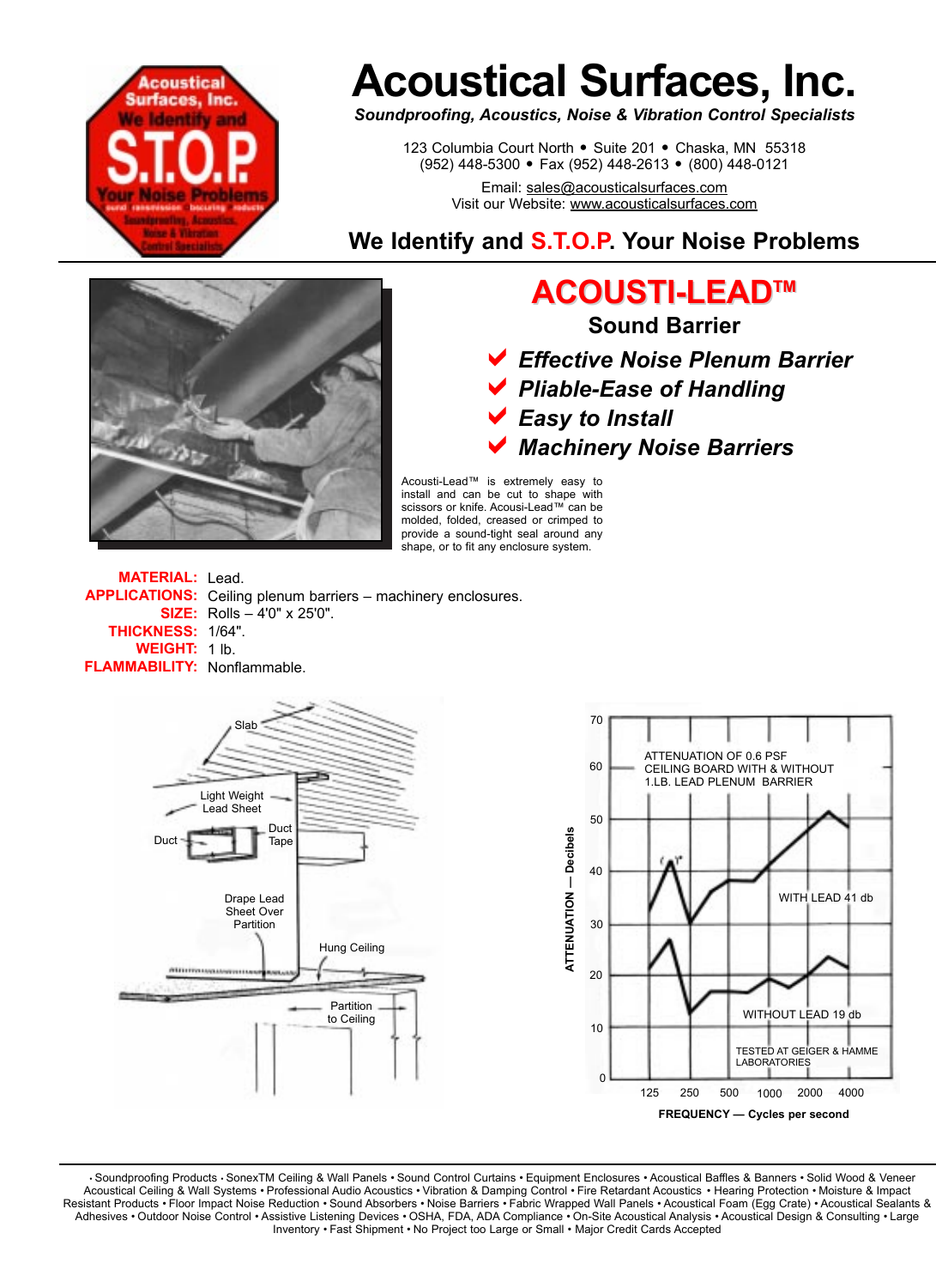# Acoustical Surfaces, Inc.

*Soundproofing, Acoustics, Noise & Vibration Control Specialists*

123 Columbia Court North • Suite 201 • Chaska, MN 55318
(952) 448-5300 • Fax (952) 448-2613 • (800) 448-0121

Email: sales@acousticalsurfaces.com
Visit our Website: www.acousticalsurfaces.com

**We Identify and S.T.O.P. Your Noise Problems**

## ACOUSTI-LEAD™

### Sound Barrier

- *Effective Noise Plenum Barrier*
- *Pliable-Ease of Handling*
- *Easy to Install*
- *Machinery Noise Barriers*

Acousti-Lead™ is extremely easy to install and can be cut to shape with scissors or knife. Acousi-Lead™ can be molded, folded, creased or crimped to provide a sound-tight seal around any shape, or to fit any enclosure system.

**MATERIAL:** Lead.
**APPLICATIONS:** Ceiling plenum barriers – machinery enclosures.
**SIZE:** Rolls – 4'0" x 25'0".
**THICKNESS:** 1/64".
**WEIGHT:** 1 lb.
**FLAMMABILITY:** Nonflammable.

Slab — Light Weight Lead Sheet — Duct — Duct Tape — Drape Lead Sheet Over Partition — Hung Ceiling — Partition to Ceiling

ATTENUATION OF 0.6 PSF CEILING BOARD WITH & WITHOUT 1.LB. LEAD PLENUM BARRIER

WITH LEAD 41 db

WITHOUT LEAD 19 db

TESTED AT GEIGER & HAMME LABORATORIES

ATTENUATION — Decibels

FREQUENCY — Cycles per second

---

• Soundproofing Products • SonexTM Ceiling & Wall Panels • Sound Control Curtains • Equipment Enclosures • Acoustical Baffles & Banners • Solid Wood & Veneer Acoustical Ceiling & Wall Systems • Professional Audio Acoustics • Vibration & Damping Control • Fire Retardant Acoustics • Hearing Protection • Moisture & Impact Resistant Products • Floor Impact Noise Reduction • Sound Absorbers • Noise Barriers • Fabric Wrapped Wall Panels • Acoustical Foam (Egg Crate) • Acoustical Sealants & Adhesives • Outdoor Noise Control • Assistive Listening Devices • OSHA, FDA, ADA Compliance • On-Site Acoustical Analysis • Acoustical Design & Consulting • Large Inventory • Fast Shipment • No Project too Large or Small • Major Credit Cards Accepted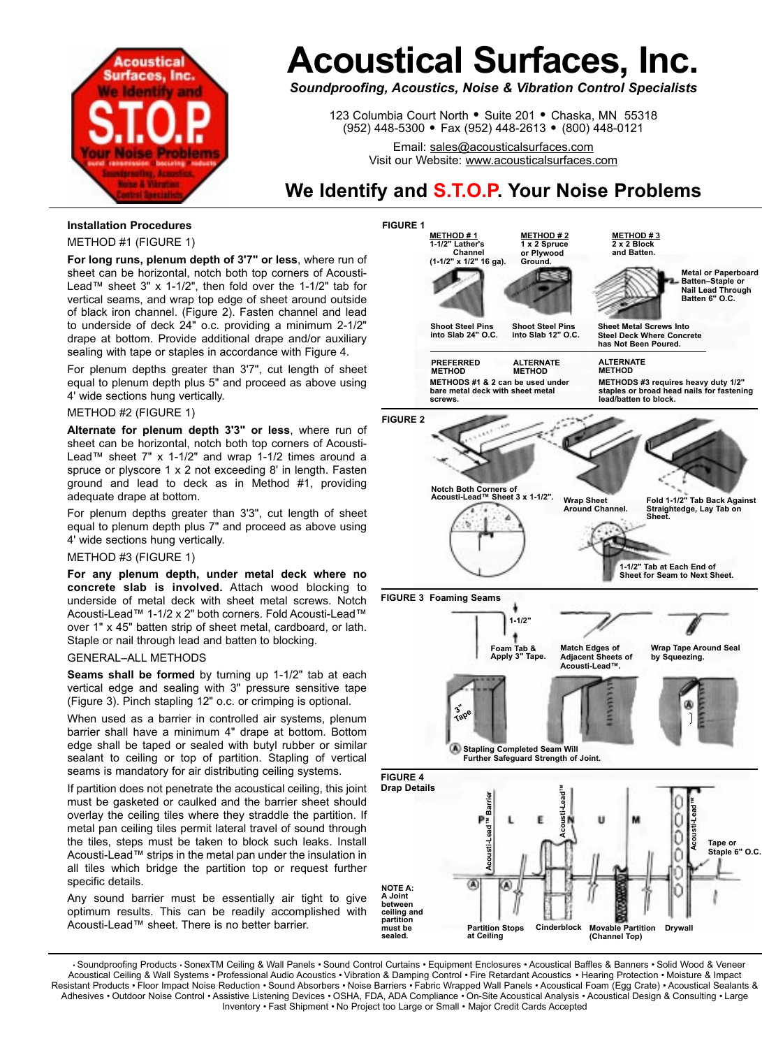# Acoustical Surfaces, Inc.

*Soundproofing, Acoustics, Noise & Vibration Control Specialists*

123 Columbia Court North • Suite 201 • Chaska, MN 55318
(952) 448-5300 • Fax (952) 448-2613 • (800) 448-0121

Email: sales@acousticalsurfaces.com
Visit our Website: www.acousticalsurfaces.com

## We Identify and S.T.O.P. Your Noise Problems

### Installation Procedures

METHOD #1 (FIGURE 1)

**For long runs, plenum depth of 3'7" or less**, where run of sheet can be horizontal, notch both top corners of Acousti-Lead™ sheet 3" x 1-1/2", then fold over the 1-1/2" tab for vertical seams, and wrap top edge of sheet around outside of black iron channel. (Figure 2). Fasten channel and lead to underside of deck 24" o.c. providing a minimum 2-1/2" drape at bottom. Provide additional drape and/or auxiliary sealing with tape or staples in accordance with Figure 4.

For plenum depths greater than 3'7", cut length of sheet equal to plenum depth plus 5" and proceed as above using 4' wide sections hung vertically.

METHOD #2 (FIGURE 1)

**Alternate for plenum depth 3'3" or less**, where run of sheet can be horizontal, notch both top corners of Acousti-Lead™ sheet 7" x 1-1/2" and wrap 1-1/2 times around a spruce or plyscore 1 x 2 not exceeding 8' in length. Fasten ground and lead to deck as in Method #1, providing adequate drape at bottom.

For plenum depths greater than 3'3", cut length of sheet equal to plenum depth plus 7" and proceed as above using 4' wide sections hung vertically.

METHOD #3 (FIGURE 1)

**For any plenum depth, under metal deck where no concrete slab is involved.** Attach wood blocking to underside of metal deck with sheet metal screws. Notch Acousti-Lead™ 1-1/2 x 2" both corners. Fold Acousti-Lead™ over 1" x 45" batten strip of sheet metal, cardboard, or lath. Staple or nail through lead and batten to blocking.

GENERAL–ALL METHODS

**Seams shall be formed** by turning up 1-1/2" tab at each vertical edge and sealing with 3" pressure sensitive tape (Figure 3). Pinch stapling 12" o.c. or crimping is optional.

When used as a barrier in controlled air systems, plenum barrier shall have a minimum 4" drape at bottom. Bottom edge shall be taped or sealed with butyl rubber or similar sealant to ceiling or top of partition. Stapling of vertical seams is mandatory for air distributing ceiling systems.

If partition does not penetrate the acoustical ceiling, this joint must be gasketed or caulked and the barrier sheet should overlay the ceiling tiles where they straddle the partition. If metal pan ceiling tiles permit lateral travel of sound through the tiles, steps must be taken to block such leaks. Install Acousti-Lead™ strips in the metal pan under the insulation in all tiles which bridge the partition top or request further specific details.

Any sound barrier must be essentially air tight to give optimum results. This can be readily accomplished with Acousti-Lead™ sheet. There is no better barrier.

**FIGURE 1**

| METHOD # 1 | METHOD # 2 | METHOD # 3 |
|---|---|---|
| 1-1/2" Lather's Channel (1-1/2" x 1/2" 16 ga). | 1 x 2 Spruce or Plywood Ground. | 2 x 2 Block and Batten. |
| Shoot Steel Pins into Slab 24" O.C. | Shoot Steel Pins into Slab 12" O.C. | Sheet Metal Screws Into Steel Deck Where Concrete has Not Been Poured. |
| PREFERRED METHOD | ALTERNATE METHOD | ALTERNATE METHOD |

Metal or Paperboard Batten–Staple or Nail Lead Through Batten 6" O.C.

METHODS #1 & 2 can be used under bare metal deck with sheet metal screws.

METHODS #3 requires heavy duty 1/2" staples or broad head nails for fastening lead/batten to block.

**FIGURE 2**

Notch Both Corners of Acousti-Lead™ Sheet 3 x 1-1/2". Wrap Sheet Around Channel. Fold 1-1/2" Tab Back Against Straightedge, Lay Tab on Sheet.

1-1/2" Tab at Each End of Sheet for Seam to Next Sheet.

**FIGURE 3 Foaming Seams**

1-1/2". Foam Tab & Apply 3" Tape. Match Edges of Adjacent Sheets of Acousti-Lead™. Wrap Tape Around Seal by Squeezing.

3" Tape

(A) Stapling Completed Seam Will Further Safeguard Strength of Joint.

**FIGURE 4**
**Drap Details**

PLENUM — Acousti-Lead™ Barrier — Acousti-Lead™ — Acousti-Lead™ — Tape or Staple 6" O.C.

NOTE A: A Joint between ceiling and partition must be sealed.

Partition Stops at Ceiling — Cinderblock — Movable Partition (Channel Top) — Drywall

• Soundproofing Products • SonexTM Ceiling & Wall Panels • Sound Control Curtains • Equipment Enclosures • Acoustical Baffles & Banners • Solid Wood & Veneer Acoustical Ceiling & Wall Systems • Professional Audio Acoustics • Vibration & Damping Control • Fire Retardant Acoustics • Hearing Protection • Moisture & Impact Resistant Products • Floor Impact Noise Reduction • Sound Absorbers • Noise Barriers • Fabric Wrapped Wall Panels • Acoustical Foam (Egg Crate) • Acoustical Sealants & Adhesives • Outdoor Noise Control • Assistive Listening Devices • OSHA, FDA, ADA Compliance • On-Site Acoustical Analysis • Acoustical Design & Consulting • Large Inventory • Fast Shipment • No Project too Large or Small • Major Credit Cards Accepted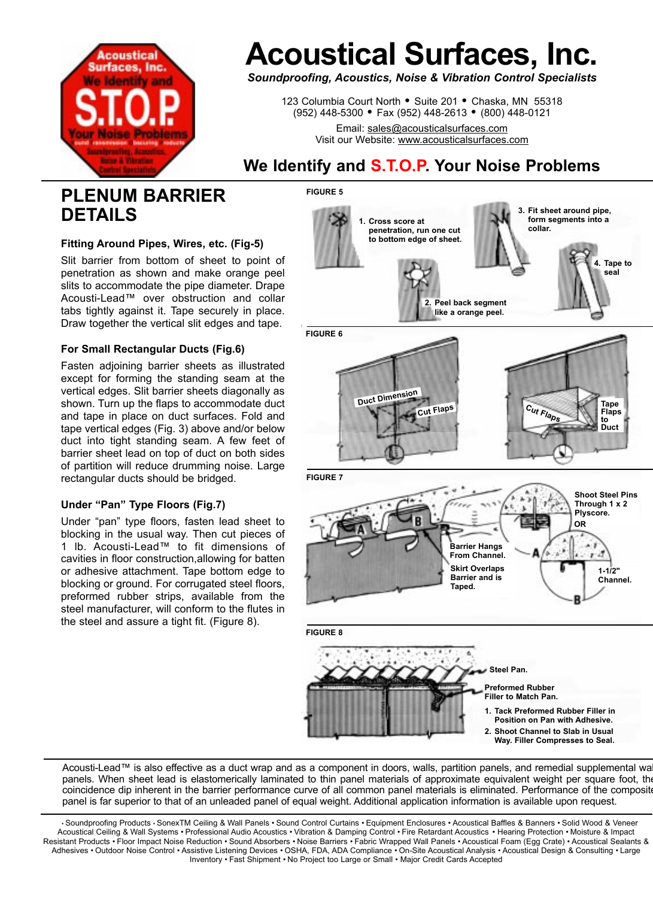# Acoustical Surfaces, Inc.

*Soundproofing, Acoustics, Noise & Vibration Control Specialists*

123 Columbia Court North • Suite 201 • Chaska, MN 55318
(952) 448-5300 • Fax (952) 448-2613 • (800) 448-0121

Email: sales@acousticalsurfaces.com
Visit our Website: www.acousticalsurfaces.com

**We Identify and S.T.O.P. Your Noise Problems**

## PLENUM BARRIER DETAILS

### Fitting Around Pipes, Wires, etc. (Fig-5)

Slit barrier from bottom of sheet to point of penetration as shown and make orange peel slits to accommodate the pipe diameter. Drape Acousti-Lead™ over obstruction and collar tabs tightly against it. Tape securely in place. Draw together the vertical slit edges and tape.

### For Small Rectangular Ducts (Fig.6)

Fasten adjoining barrier sheets as illustrated except for forming the standing seam at the vertical edges. Slit barrier sheets diagonally as shown. Turn up the flaps to accommodate duct and tape in place on duct surfaces. Fold and tape vertical edges (Fig. 3) above and/or below duct into tight standing seam. A few feet of barrier sheet lead on top of duct on both sides of partition will reduce drumming noise. Large rectangular ducts should be bridged.

### Under "Pan" Type Floors (Fig.7)

Under "pan" type floors, fasten lead sheet to blocking in the usual way. Then cut pieces of 1 lb. Acousti-Lead™ to fit dimensions of cavities in floor construction,allowing for batten or adhesive attachment. Tape bottom edge to blocking or ground. For corrugated steel floors, preformed rubber strips, available from the steel manufacturer, will conform to the flutes in the steel and assure a tight fit. (Figure 8).

FIGURE 5

1. Cross score at penetration, run one cut to bottom edge of sheet.
2. Peel back segment like a orange peel.
3. Fit sheet around pipe, form segments into a collar.
4. Tape to seal

FIGURE 6

Duct Dimension
Cut Flaps
Cut Flaps
Tape Flaps to Duct

FIGURE 7

A
B
Barrier Hangs From Channel.
Skirt Overlaps Barrier and is Taped.
Shoot Steel Pins Through 1 x 2 Plyscore.
OR
A
1-1/2" Channel.
B

FIGURE 8

Steel Pan.
Preformed Rubber Filler to Match Pan.
1. Tack Preformed Rubber Filler in Position on Pan with Adhesive.
2. Shoot Channel to Slab in Usual Way. Filler Compresses to Seal.

Acousti-Lead™ is also effective as a duct wrap and as a component in doors, walls, partition panels, and remedial supplemental wall panels. When sheet lead is elastomerically laminated to thin panel materials of approximate equivalent weight per square foot, the coincidence dip inherent in the barrier performance curve of all common panel materials is eliminated. Performance of the composite panel is far superior to that of an unleaded panel of equal weight. Additional application information is available upon request.

• Soundproofing Products • SonexTM Ceiling & Wall Panels • Sound Control Curtains • Equipment Enclosures • Acoustical Baffles & Banners • Solid Wood & Veneer Acoustical Ceiling & Wall Systems • Professional Audio Acoustics • Vibration & Damping Control • Fire Retardant Acoustics • Hearing Protection • Moisture & Impact Resistant Products • Floor Impact Noise Reduction • Sound Absorbers • Noise Barriers • Fabric Wrapped Wall Panels • Acoustical Foam (Egg Crate) • Acoustical Sealants & Adhesives • Outdoor Noise Control • Assistive Listening Devices • OSHA, FDA, ADA Compliance • On-Site Acoustical Analysis • Acoustical Design & Consulting • Large Inventory • Fast Shipment • No Project too Large or Small • Major Credit Cards Accepted